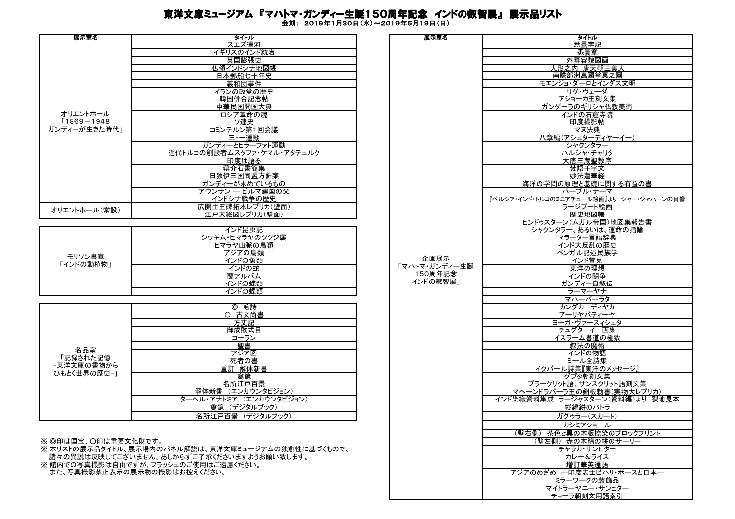# 東洋文庫ミュージアム『マハトマ・ガンディー生誕150周年記念　インドの叡智展』 展示品リスト

会期： 2019年1月30日(水)～2019年5月19日(日)

| 展示室名 | タイトル |
|---|---|
| オリエントホール「1869－1948 ガンディーが生きた時代」 | スエズ運河 |
| | イギリスのインド統治 |
| | 英国膨張史 |
| | 仏領インドシナ地図帳 |
| | 日本郵船七十年史 |
| | 義和団事件 |
| | イランの政党の歴史 |
| | 韓国併合記念帖 |
| | 中華民国開国大典 |
| | ロシア革命の魂 |
| | ソ連史 |
| | コミンテルン第1回会議 |
| | 三・一運動 |
| | ガンディーとヒラーファト運動 |
| | 近代トルコの創設者ムスタファ・ケマル・アタテュルク |
| | 印度は語る |
| | 蔣介石書簡集 |
| | 日独伊三国同盟方針案 |
| | ガンディーが求めているもの |
| | アウンサン ― ビルマ建国の父 |
| | インドシナ戦争の歴史 |
| オリエントホール（常設） | 広開土王碑拓本レプリカ(壁面) |
| | 江戸大絵図レプリカ(壁面) |

| 展示室名 | タイトル |
|---|---|
| モリソン書庫「インドの動植物」 | インド昆虫記 |
| | シッキム・ヒマラヤのツツジ属 |
| | ヒマラヤ山脈の鳥類 |
| | アジアの鳥類 |
| | インドの魚類 |
| | インドの蛇 |
| | 蘭アルバム |
| | インドの蝶類 |
| | インドの蝶類 |

| 展示室名 | タイトル |
|---|---|
| 名品室「記録された記憶 -東洋文庫の書物からひもとく世界の歴史-」 | ◎　毛詩 |
| | ○　古文尚書 |
| | 方丈記 |
| | 御成敗式目 |
| | コーラン |
| | 聖書 |
| | アジア図 |
| | 死者の書 |
| | 重訂　解体新書 |
| | 禽鏡 |
| | 名所江戸百景 |
| | 解体新書　(エンカウンタビジョン) |
| | ターヘル・アナトミア　(エンカウンタビジョン) |
| | 禽鏡　(デジタルブック) |
| | 名所江戸百景　(デジタルブック) |

※ ◎印は国宝、○印は重要文化財です。
※ 本リストの展示品タイトル、展示場内のパネル解説は、東洋文庫ミュージアムの独創性に基づくもので、諸々の異説は反映してございません。あしからずご了承くださいますようお願い致します。
※ 館内での写真撮影は自由ですが、フラッシュのご使用はご遠慮ください。
また、写真撮影禁止表示の展示物の撮影はお控えください。

| 展示室名 | タイトル |
|---|---|
| 企画展示「マハトマ・ガンディー生誕150周年記念 インドの叡智展」 | 悉曇字記 |
| | 悉曇章 |
| | 外蕃容貌図画 |
| | 人形之内　唐天朝三美人 |
| | 南瞻部洲萬國掌菓之圖 |
| | モエンジョ・ダーロとインダス文明 |
| | リグ・ヴェーダ |
| | アショーカ王刻文集 |
| | ガンダーラのギリシャ仏教美術 |
| | インドの石窟寺院 |
| | 印度撮影帖 |
| | マヌ法典 |
| | 八章編（アシュターディヤーイー） |
| | シャクンタラー |
| | ハルシャ・チャリタ |
| | 大唐三蔵聖教序 |
| | 梵語千字文 |
| | 妙法蓮華経 |
| | 海洋の学問の原理と基礎に関する有益の書 |
| | バーブル・ナーマ |
| | 『ペルシア・インド・トルコのミニアチュール絵画』より　シャー・ジャハーンの肖像 |
| | ラージプート絵画 |
| | 歴史地図帳 |
| | ヒンドゥスターン(ムガル帝国)地図集報告書 |
| | シャクンタラー、あるいは、運命の指輪 |
| | マラーター言語辞典 |
| | インド大反乱の歴史 |
| | ベンガル記述民族学 |
| | インド瞥見 |
| | 東洋の理想 |
| | インドの闘争 |
| | ガンディー自叙伝 |
| | ラーマーヤナ |
| | マハーバーラタ |
| | カンダカーディヤカ |
| | アーリヤバティーヤ |
| | ヨーガ・ヴァースィシュタ |
| | チュグターイー画集 |
| | イスラーム書道の極致 |
| | 叙法の魔術 |
| | インドの物語 |
| | ミール全詩集 |
| | イクバール詩集『東洋のメッセージ』 |
| | グプタ朝刻文集 |
| | プラークリット語、サンスクリット語刻文集 |
| | マヘーンドラパーラ王の銅板勅書(実物大レプリカ) |
| | インド染織資料集成　ラージャスターン(資料編)より　裂地見本 |
| | 縦緯絣のパトラ |
| | ガグウラー(スカート) |
| | カシミアショール |
| | (壁右側)　茶色と黒の木版捺染のブロックプリント |
| | (壁左側)　赤の木綿の絣のサーリー |
| | チャラカ・サンヒター |
| | カレー＆ライス |
| | 増訂華英通語 |
| | アジアのめざめ　―印度志士ビハリ・ボースと日本― |
| | ミラーワークの装飾品 |
| | マイトラーヤニー・サンヒター |
| | チョーラ朝刻文用語索引 |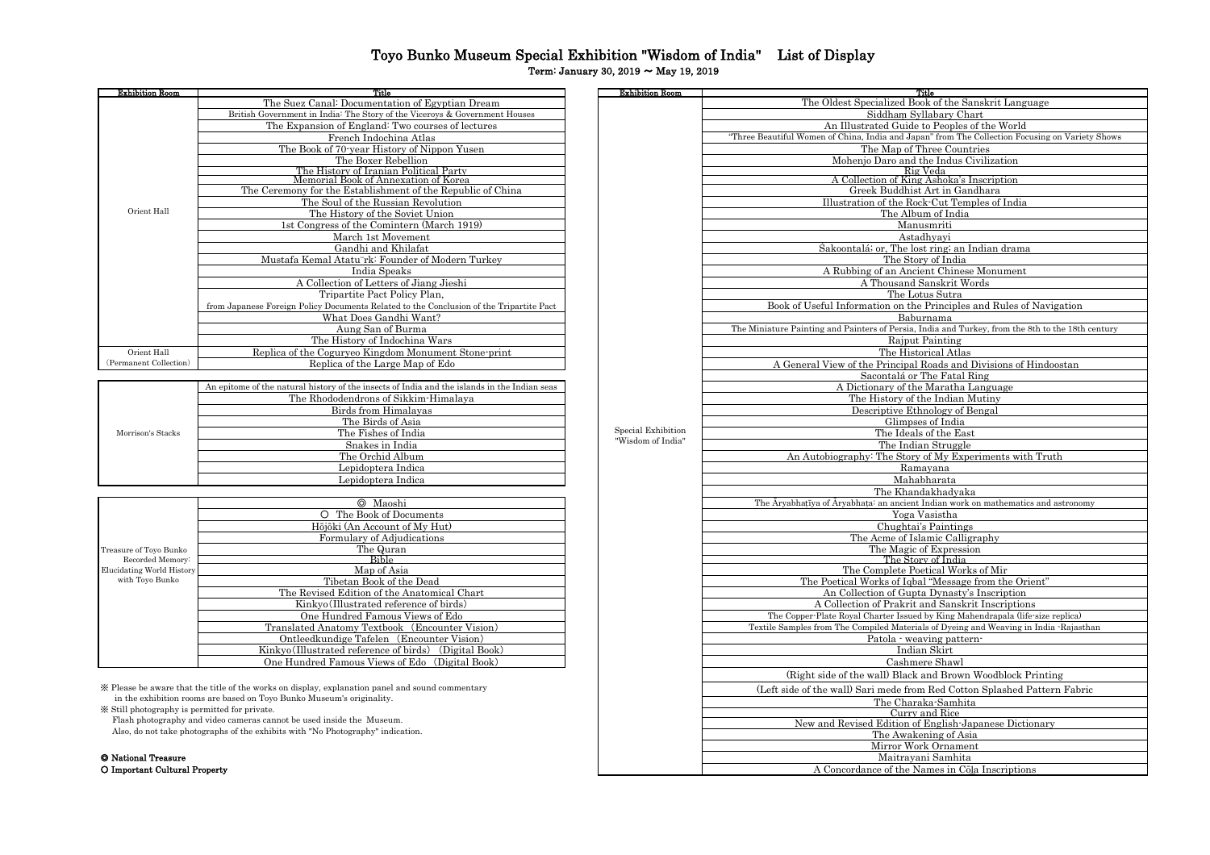# Toyo Bunko Museum Special Exhibition "Wisdom of India"　List of Display

**Term: January 30, 2019 ～ May 19, 2019**

| Exhibition Room | Title |
|---|---|
| Orient Hall | The Suez Canal: Documentation of Egyptian Dream |
| | British Government in India: The Story of the Viceroys & Government Houses |
| | The Expansion of England: Two courses of lectures |
| | French Indochina Atlas |
| | The Book of 70-year History of Nippon Yusen |
| | The Boxer Rebellion |
| | The History of Iranian Political Party |
| | Memorial Book of Annexation of Korea |
| | The Ceremony for the Establishment of the Republic of China |
| | The Soul of the Russian Revolution |
| | The History of the Soviet Union |
| | 1st Congress of the Comintern (March 1919) |
| | March 1st Movement |
| | Gandhi and Khilafat |
| | Mustafa Kemal Atatu¨rk: Founder of Modern Turkey |
| | India Speaks |
| | A Collection of Letters of Jiang Jieshi |
| | Tripartite Pact Policy Plan, |
| | from Japanese Foreign Policy Documents Related to the Conclusion of the Tripartite Pact |
| | What Does Gandhi Want? |
| | Aung San of Burma |
| | The History of Indochina Wars |
| Orient Hall (Permanent Collection) | Replica of the Coguryeo Kingdom Monument Stone-print |
| | Replica of the Large Map of Edo |

| Exhibition Room | Title |
|---|---|
| Morrison's Stacks | An epitome of the natural history of the insects of India and the islands in the Indian seas |
| | The Rhododendrons of Sikkim-Himalaya |
| | Birds from Himalayas |
| | The Birds of Asia |
| | The Fishes of India |
| | Snakes in India |
| | The Orchid Album |
| | Lepidoptera Indica |
| | Lepidoptera Indica |

| Exhibition Room | Title |
|---|---|
| Treasure of Toyo Bunko Recorded Memory: Elucidating World History with Toyo Bunko | ◎ Maoshi |
| | ○ The Book of Documents |
| | Hōjōki (An Account of My Hut) |
| | Formulary of Adjudications |
| | The Quran |
| | Bible |
| | Map of Asia |
| | Tibetan Book of the Dead |
| | The Revised Edition of the Anatomical Chart |
| | Kinkyo(Illustrated reference of birds) |
| | One Hundred Famous Views of Edo |
| | Translated Anatomy Textbook （Encounter Vision） |
| | Ontleedkundige Tafelen （Encounter Vision） |
| | Kinkyo(Illustrated reference of birds) （Digital Book） |
| | One Hundred Famous Views of Edo （Digital Book） |

※ Please be aware that the title of the works on display, explanation panel and sound commentary in the exhibition rooms are based on Toyo Bunko Museum's originality.

※ Still photography is permitted for private.
Flash photography and video cameras cannot be used inside the Museum.
Also, do not take photographs of the exhibits with "No Photography" indication.

**◎ National Treasure**
**○ Important Cultural Property**

| Exhibition Room | Title |
|---|---|
| Special Exhibition "Wisdom of India" | The Oldest Specialized Book of the Sanskrit Language |
| | Siddhaṃ Syllabary Chart |
| | An Illustrated Guide to Peoples of the World |
| | "Three Beautiful Women of China, India and Japan" from The Collection Focusing on Variety Shows |
| | The Map of Three Countries |
| | Mohenjo Daro and the Indus Civilization |
| | Rig Veda |
| | A Collection of King Ashoka's Inscription |
| | Greek Buddhist Art in Gandhara |
| | Illustration of the Rock-Cut Temples of India |
| | The Album of India |
| | Manusmriti |
| | Astadhyayi |
| | Śakoontalá; or, The lost ring; an Indian drama |
| | The Story of India |
| | A Rubbing of an Ancient Chinese Monument |
| | A Thousand Sanskrit Words |
| | The Lotus Sutra |
| | Book of Useful Information on the Principles and Rules of Navigation |
| | Baburnama |
| | The Miniature Painting and Painters of Persia, India and Turkey, from the 8th to the 18th century |
| | Rajput Painting |
| | The Historical Atlas |
| | A General View of the Principal Roads and Divisions of Hindoostan |
| | Sacontalá or The Fatal Ring |
| | A Dictionary of the Maratha Language |
| | The History of the Indian Mutiny |
| | Descriptive Ethnology of Bengal |
| | Glimpses of India |
| | The Ideals of the East |
| | The Indian Struggle |
| | An Autobiography: The Story of My Experiments with Truth |
| | Ramayana |
| | Mahabharata |
| | The Khandakhadyaka |
| | The Āryabhaṭīya of Āryabhaṭa: an ancient Indian work on mathematics and astronomy |
| | Yoga Vasistha |
| | Chughtai's Paintings |
| | The Acme of Islamic Calligraphy |
| | The Magic of Expression |
| | The Story of India |
| | The Complete Poetical Works of Mir |
| | The Poetical Works of Iqbal "Message from the Orient" |
| | An Collection of Gupta Dynasty's Inscription |
| | A Collection of Prakrit and Sanskrit Inscriptions |
| | The Copper-Plate Royal Charter Issued by King Mahendrapala (life-size replica) |
| | Textile Samples from The Compiled Materials of Dyeing and Weaving in India -Rajasthan |
| | Patola - weaving pattern- |
| | Indian Skirt |
| | Cashmere Shawl |
| | (Right side of the wall) Black and Brown Woodblock Printing |
| | (Left side of the wall) Sari mede from Red Cotton Splashed Pattern Fabric |
| | The Charaka-Samhita |
| | Curry and Rice |
| | New and Revised Edition of English-Japanese Dictionary |
| | The Awakening of Asia |
| | Mirror Work Ornament |
| | Maitrayani Samhita |
| | A Concordance of the Names in Cōḷa Inscriptions |